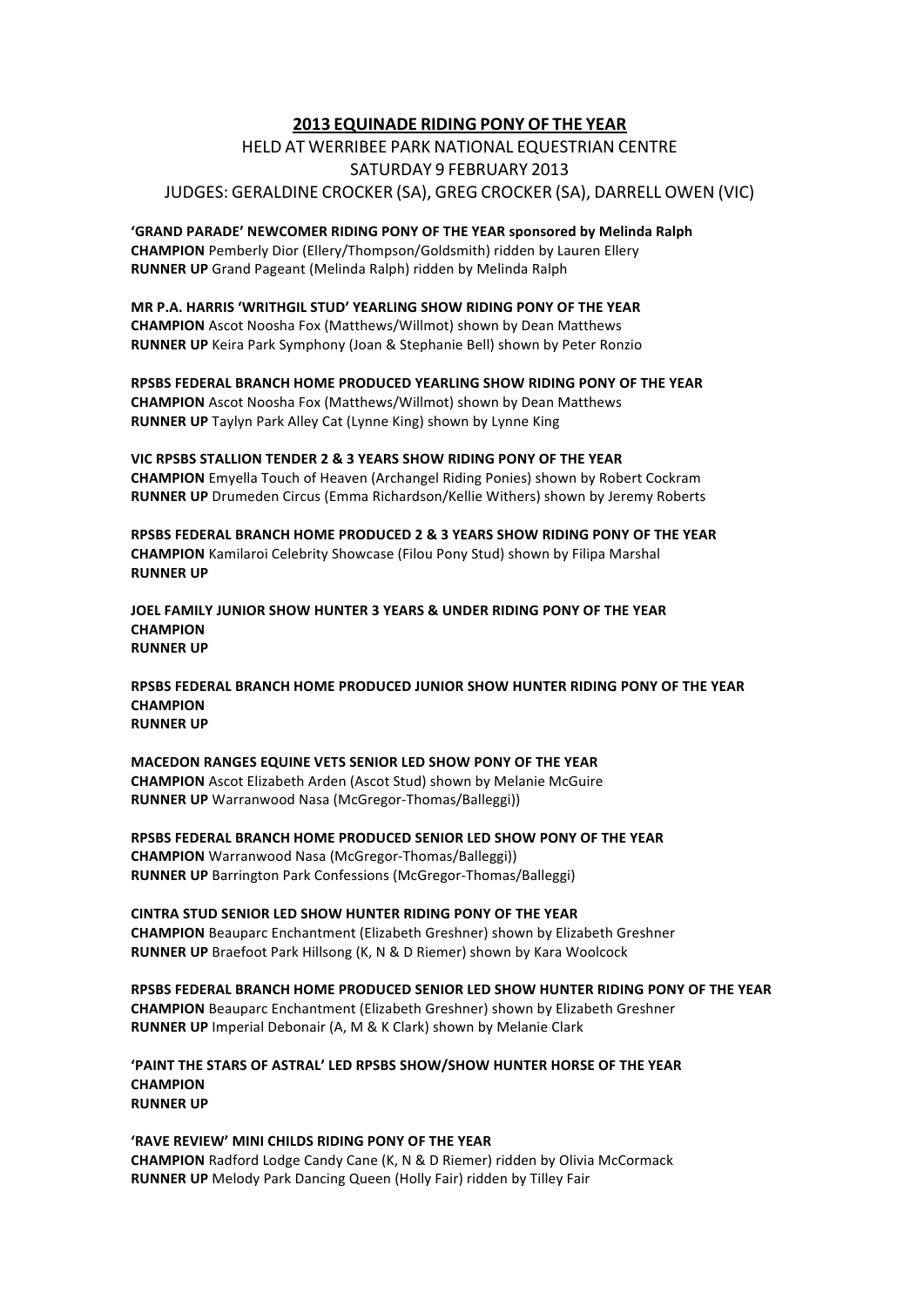# 2013 EQUINADE RIDING PONY OF THE YEAR

HELD AT WERRIBEE PARK NATIONAL EQUESTRIAN CENTRE
SATURDAY 9 FEBRUARY 2013
JUDGES: GERALDINE CROCKER (SA), GREG CROCKER (SA), DARRELL OWEN (VIC)

**'GRAND PARADE' NEWCOMER RIDING PONY OF THE YEAR sponsored by Melinda Ralph**
**CHAMPION** Pemberly Dior (Ellery/Thompson/Goldsmith) ridden by Lauren Ellery
**RUNNER UP** Grand Pageant (Melinda Ralph) ridden by Melinda Ralph

**MR P.A. HARRIS 'WRITHGIL STUD' YEARLING SHOW RIDING PONY OF THE YEAR**
**CHAMPION** Ascot Noosha Fox (Matthews/Willmot) shown by Dean Matthews
**RUNNER UP** Keira Park Symphony (Joan & Stephanie Bell) shown by Peter Ronzio

**RPSBS FEDERAL BRANCH HOME PRODUCED YEARLING SHOW RIDING PONY OF THE YEAR**
**CHAMPION** Ascot Noosha Fox (Matthews/Willmot) shown by Dean Matthews
**RUNNER UP** Taylyn Park Alley Cat (Lynne King) shown by Lynne King

**VIC RPSBS STALLION TENDER 2 & 3 YEARS SHOW RIDING PONY OF THE YEAR**
**CHAMPION** Emyella Touch of Heaven (Archangel Riding Ponies) shown by Robert Cockram
**RUNNER UP** Drumeden Circus (Emma Richardson/Kellie Withers) shown by Jeremy Roberts

**RPSBS FEDERAL BRANCH HOME PRODUCED 2 & 3 YEARS SHOW RIDING PONY OF THE YEAR**
**CHAMPION** Kamilaroi Celebrity Showcase (Filou Pony Stud) shown by Filipa Marshal
**RUNNER UP**

**JOEL FAMILY JUNIOR SHOW HUNTER 3 YEARS & UNDER RIDING PONY OF THE YEAR**
**CHAMPION**
**RUNNER UP**

**RPSBS FEDERAL BRANCH HOME PRODUCED JUNIOR SHOW HUNTER RIDING PONY OF THE YEAR**
**CHAMPION**
**RUNNER UP**

**MACEDON RANGES EQUINE VETS SENIOR LED SHOW PONY OF THE YEAR**
**CHAMPION** Ascot Elizabeth Arden (Ascot Stud) shown by Melanie McGuire
**RUNNER UP** Warranwood Nasa (McGregor-Thomas/Balleggi))

**RPSBS FEDERAL BRANCH HOME PRODUCED SENIOR LED SHOW PONY OF THE YEAR**
**CHAMPION** Warranwood Nasa (McGregor-Thomas/Balleggi))
**RUNNER UP** Barrington Park Confessions (McGregor-Thomas/Balleggi)

**CINTRA STUD SENIOR LED SHOW HUNTER RIDING PONY OF THE YEAR**
**CHAMPION** Beauparc Enchantment (Elizabeth Greshner) shown by Elizabeth Greshner
**RUNNER UP** Braefoot Park Hillsong (K, N & D Riemer) shown by Kara Woolcock

**RPSBS FEDERAL BRANCH HOME PRODUCED SENIOR LED SHOW HUNTER RIDING PONY OF THE YEAR**
**CHAMPION** Beauparc Enchantment (Elizabeth Greshner) shown by Elizabeth Greshner
**RUNNER UP** Imperial Debonair (A, M & K Clark) shown by Melanie Clark

**'PAINT THE STARS OF ASTRAL' LED RPSBS SHOW/SHOW HUNTER HORSE OF THE YEAR**
**CHAMPION**
**RUNNER UP**

**'RAVE REVIEW' MINI CHILDS RIDING PONY OF THE YEAR**
**CHAMPION** Radford Lodge Candy Cane (K, N & D Riemer) ridden by Olivia McCormack
**RUNNER UP** Melody Park Dancing Queen (Holly Fair) ridden by Tilley Fair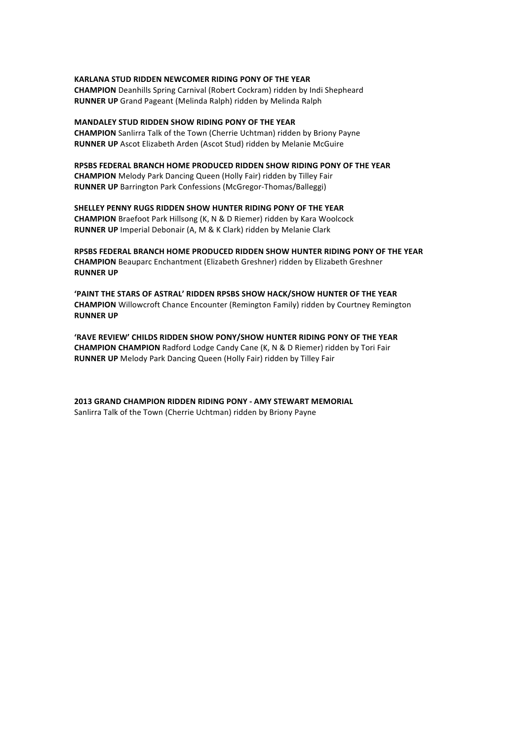**KARLANA STUD RIDDEN NEWCOMER RIDING PONY OF THE YEAR**
**CHAMPION** Deanhills Spring Carnival (Robert Cockram) ridden by Indi Shepheard
**RUNNER UP** Grand Pageant (Melinda Ralph) ridden by Melinda Ralph

**MANDALEY STUD RIDDEN SHOW RIDING PONY OF THE YEAR**
**CHAMPION** Sanlirra Talk of the Town (Cherrie Uchtman) ridden by Briony Payne
**RUNNER UP** Ascot Elizabeth Arden (Ascot Stud) ridden by Melanie McGuire

**RPSBS FEDERAL BRANCH HOME PRODUCED RIDDEN SHOW RIDING PONY OF THE YEAR**
**CHAMPION** Melody Park Dancing Queen (Holly Fair) ridden by Tilley Fair
**RUNNER UP** Barrington Park Confessions (McGregor-Thomas/Balleggi)

**SHELLEY PENNY RUGS RIDDEN SHOW HUNTER RIDING PONY OF THE YEAR**
**CHAMPION** Braefoot Park Hillsong (K, N & D Riemer) ridden by Kara Woolcock
**RUNNER UP** Imperial Debonair (A, M & K Clark) ridden by Melanie Clark

**RPSBS FEDERAL BRANCH HOME PRODUCED RIDDEN SHOW HUNTER RIDING PONY OF THE YEAR**
**CHAMPION** Beauparc Enchantment (Elizabeth Greshner) ridden by Elizabeth Greshner
**RUNNER UP**

**'PAINT THE STARS OF ASTRAL' RIDDEN RPSBS SHOW HACK/SHOW HUNTER OF THE YEAR**
**CHAMPION** Willowcroft Chance Encounter (Remington Family) ridden by Courtney Remington
**RUNNER UP**

**'RAVE REVIEW' CHILDS RIDDEN SHOW PONY/SHOW HUNTER RIDING PONY OF THE YEAR**
**CHAMPION CHAMPION** Radford Lodge Candy Cane (K, N & D Riemer) ridden by Tori Fair
**RUNNER UP** Melody Park Dancing Queen (Holly Fair) ridden by Tilley Fair

**2013 GRAND CHAMPION RIDDEN RIDING PONY - AMY STEWART MEMORIAL**
Sanlirra Talk of the Town (Cherrie Uchtman) ridden by Briony Payne